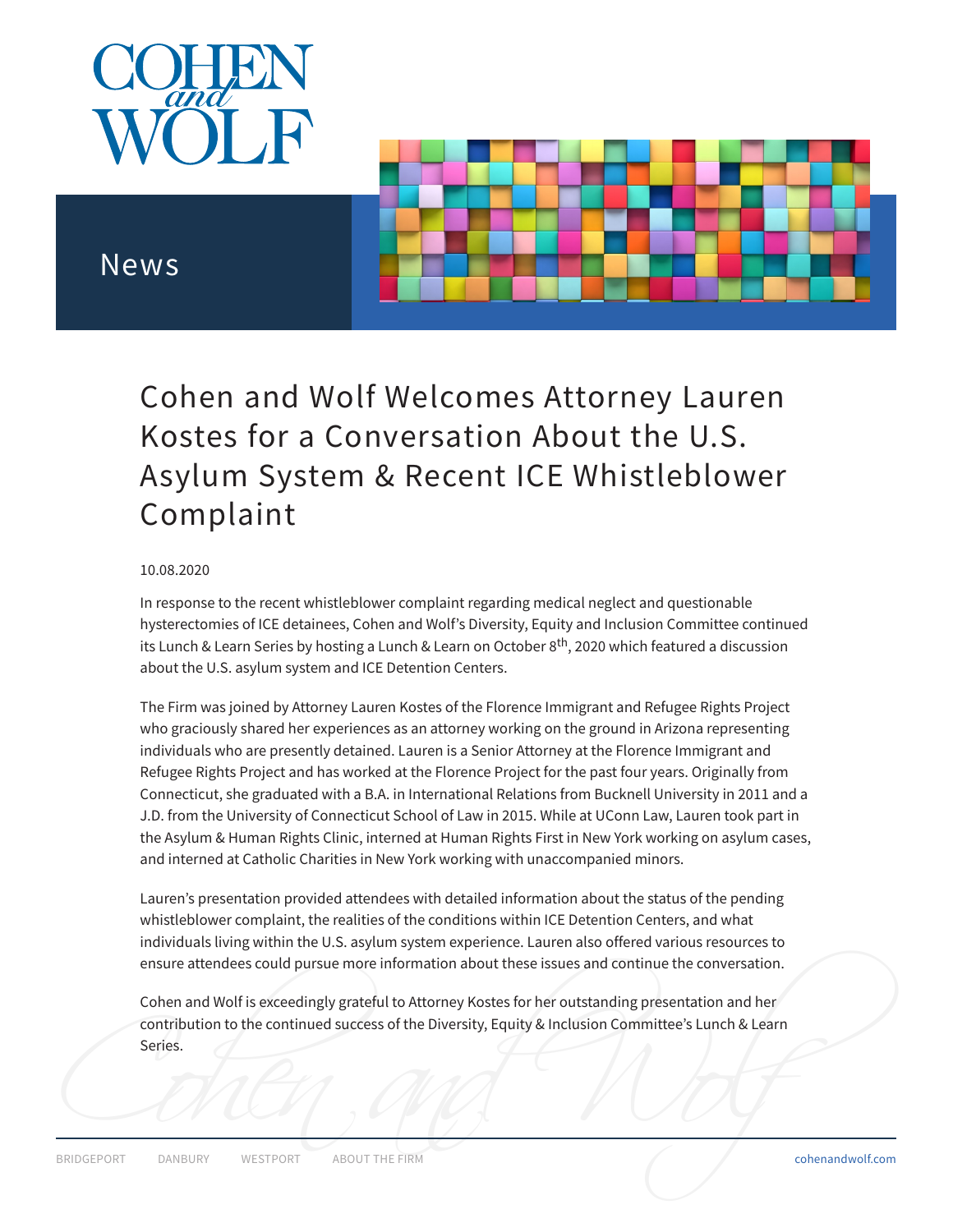COHEN and WOLF

News

# Cohen and Wolf Welcomes Attorney Lauren Kostes for a Conversation About the U.S. Asylum System & Recent ICE Whistleblower Complaint

10.08.2020

In response to the recent whistleblower complaint regarding medical neglect and questionable hysterectomies of ICE detainees, Cohen and Wolf's Diversity, Equity and Inclusion Committee continued its Lunch & Learn Series by hosting a Lunch & Learn on October 8th, 2020 which featured a discussion about the U.S. asylum system and ICE Detention Centers.

The Firm was joined by Attorney Lauren Kostes of the Florence Immigrant and Refugee Rights Project who graciously shared her experiences as an attorney working on the ground in Arizona representing individuals who are presently detained. Lauren is a Senior Attorney at the Florence Immigrant and Refugee Rights Project and has worked at the Florence Project for the past four years. Originally from Connecticut, she graduated with a B.A. in International Relations from Bucknell University in 2011 and a J.D. from the University of Connecticut School of Law in 2015. While at UConn Law, Lauren took part in the Asylum & Human Rights Clinic, interned at Human Rights First in New York working on asylum cases, and interned at Catholic Charities in New York working with unaccompanied minors.

Lauren's presentation provided attendees with detailed information about the status of the pending whistleblower complaint, the realities of the conditions within ICE Detention Centers, and what individuals living within the U.S. asylum system experience. Lauren also offered various resources to ensure attendees could pursue more information about these issues and continue the conversation.

Cohen and Wolf is exceedingly grateful to Attorney Kostes for her outstanding presentation and her contribution to the continued success of the Diversity, Equity & Inclusion Committee's Lunch & Learn Series.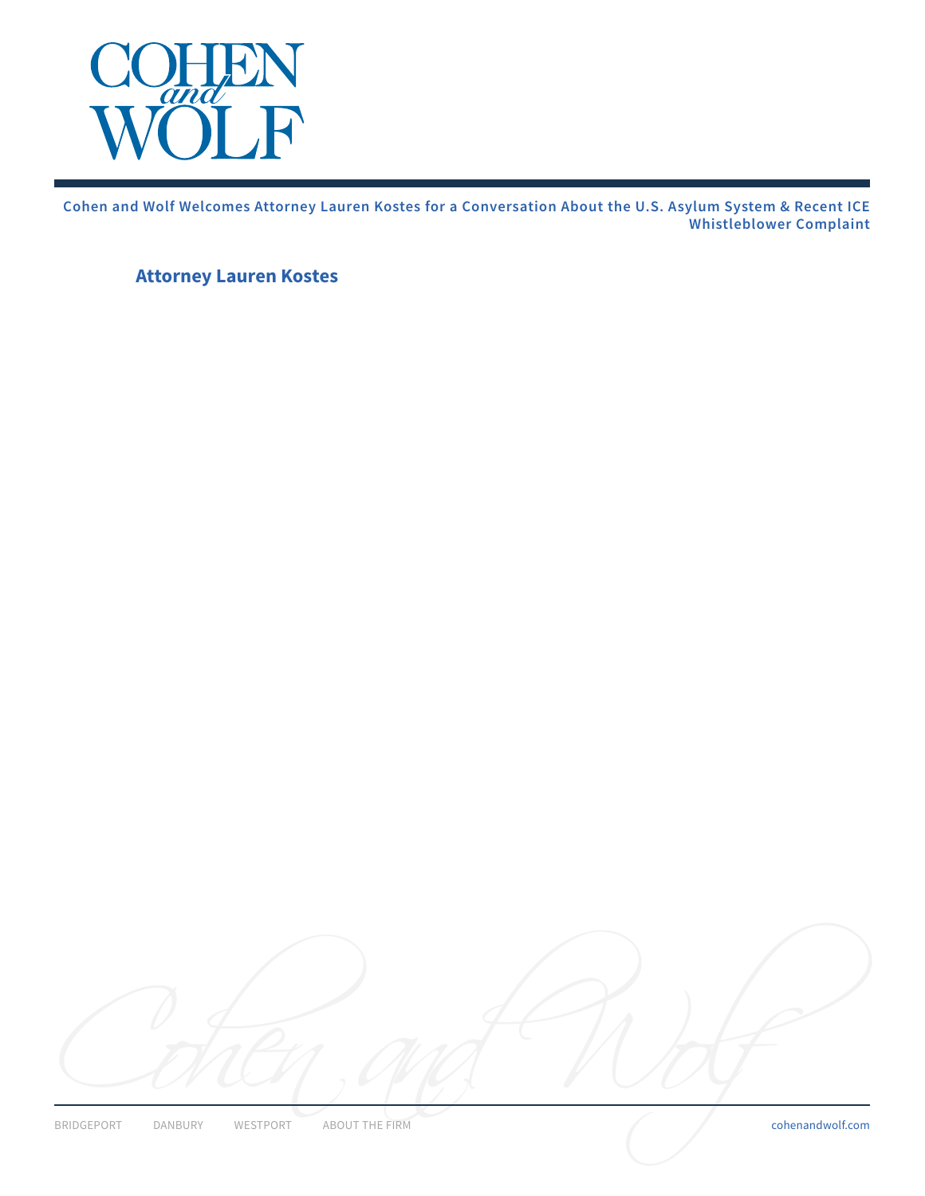**Attorney Lauren Kostes**